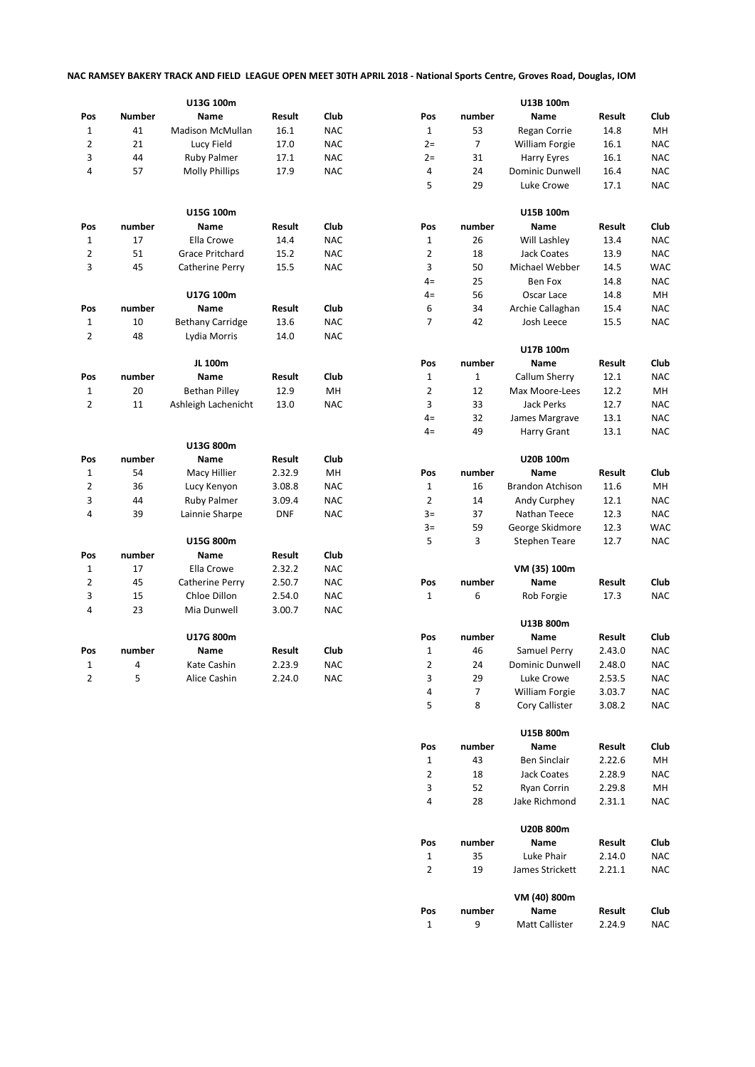**NAC RAMSEY BAKERY TRACK AND FIELD LEAGUE OPEN MEET 30TH APRIL 2018 - National Sports Centre, Groves Road, Douglas, IOM**

### U13G 100m

| Pos | Number | Name | Result | Club |
|---|---|---|---|---|
| 1 | 41 | Madison McMullan | 16.1 | NAC |
| 2 | 21 | Lucy Field | 17.0 | NAC |
| 3 | 44 | Ruby Palmer | 17.1 | NAC |
| 4 | 57 | Molly Phillips | 17.9 | NAC |

### U15G 100m

| Pos | number | Name | Result | Club |
|---|---|---|---|---|
| 1 | 17 | Ella Crowe | 14.4 | NAC |
| 2 | 51 | Grace Pritchard | 15.2 | NAC |
| 3 | 45 | Catherine Perry | 15.5 | NAC |

### U17G 100m

| Pos | number | Name | Result | Club |
|---|---|---|---|---|
| 1 | 10 | Bethany Carridge | 13.6 | NAC |
| 2 | 48 | Lydia Morris | 14.0 | NAC |

### JL 100m

| Pos | number | Name | Result | Club |
|---|---|---|---|---|
| 1 | 20 | Bethan Pilley | 12.9 | MH |
| 2 | 11 | Ashleigh Lachenicht | 13.0 | NAC |

### U13G 800m

| Pos | number | Name | Result | Club |
|---|---|---|---|---|
| 1 | 54 | Macy Hillier | 2.32.9 | MH |
| 2 | 36 | Lucy Kenyon | 3.08.8 | NAC |
| 3 | 44 | Ruby Palmer | 3.09.4 | NAC |
| 4 | 39 | Lainnie Sharpe | DNF | NAC |

### U15G 800m

| Pos | number | Name | Result | Club |
|---|---|---|---|---|
| 1 | 17 | Ella Crowe | 2.32.2 | NAC |
| 2 | 45 | Catherine Perry | 2.50.7 | NAC |
| 3 | 15 | Chloe Dillon | 2.54.0 | NAC |
| 4 | 23 | Mia Dunwell | 3.00.7 | NAC |

### U17G 800m

| Pos | number | Name | Result | Club |
|---|---|---|---|---|
| 1 | 4 | Kate Cashin | 2.23.9 | NAC |
| 2 | 5 | Alice Cashin | 2.24.0 | NAC |

### U13B 100m

| Pos | number | Name | Result | Club |
|---|---|---|---|---|
| 1 | 53 | Regan Corrie | 14.8 | MH |
| 2= | 7 | William Forgie | 16.1 | NAC |
| 2= | 31 | Harry Eyres | 16.1 | NAC |
| 4 | 24 | Dominic Dunwell | 16.4 | NAC |
| 5 | 29 | Luke Crowe | 17.1 | NAC |

### U15B 100m

| Pos | number | Name | Result | Club |
|---|---|---|---|---|
| 1 | 26 | Will Lashley | 13.4 | NAC |
| 2 | 18 | Jack Coates | 13.9 | NAC |
| 3 | 50 | Michael Webber | 14.5 | WAC |
| 4= | 25 | Ben Fox | 14.8 | NAC |
| 4= | 56 | Oscar Lace | 14.8 | MH |
| 6 | 34 | Archie Callaghan | 15.4 | NAC |
| 7 | 42 | Josh Leece | 15.5 | NAC |

### U17B 100m

| Pos | number | Name | Result | Club |
|---|---|---|---|---|
| 1 | 1 | Callum Sherry | 12.1 | NAC |
| 2 | 12 | Max Moore-Lees | 12.2 | MH |
| 3 | 33 | Jack Perks | 12.7 | NAC |
| 4= | 32 | James Margrave | 13.1 | NAC |
| 4= | 49 | Harry Grant | 13.1 | NAC |

### U20B 100m

| Pos | number | Name | Result | Club |
|---|---|---|---|---|
| 1 | 16 | Brandon Atchison | 11.6 | MH |
| 2 | 14 | Andy Curphey | 12.1 | NAC |
| 3= | 37 | Nathan Teece | 12.3 | NAC |
| 3= | 59 | George Skidmore | 12.3 | WAC |
| 5 | 3 | Stephen Teare | 12.7 | NAC |

### VM (35) 100m

| Pos | number | Name | Result | Club |
|---|---|---|---|---|
| 1 | 6 | Rob Forgie | 17.3 | NAC |

### U13B 800m

| Pos | number | Name | Result | Club |
|---|---|---|---|---|
| 1 | 46 | Samuel Perry | 2.43.0 | NAC |
| 2 | 24 | Dominic Dunwell | 2.48.0 | NAC |
| 3 | 29 | Luke Crowe | 2.53.5 | NAC |
| 4 | 7 | William Forgie | 3.03.7 | NAC |
| 5 | 8 | Cory Callister | 3.08.2 | NAC |

### U15B 800m

| Pos | number | Name | Result | Club |
|---|---|---|---|---|
| 1 | 43 | Ben Sinclair | 2.22.6 | MH |
| 2 | 18 | Jack Coates | 2.28.9 | NAC |
| 3 | 52 | Ryan Corrin | 2.29.8 | MH |
| 4 | 28 | Jake Richmond | 2.31.1 | NAC |

### U20B 800m

| Pos | number | Name | Result | Club |
|---|---|---|---|---|
| 1 | 35 | Luke Phair | 2.14.0 | NAC |
| 2 | 19 | James Strickett | 2.21.1 | NAC |

### VM (40) 800m

| Pos | number | Name | Result | Club |
|---|---|---|---|---|
| 1 | 9 | Matt Callister | 2.24.9 | NAC |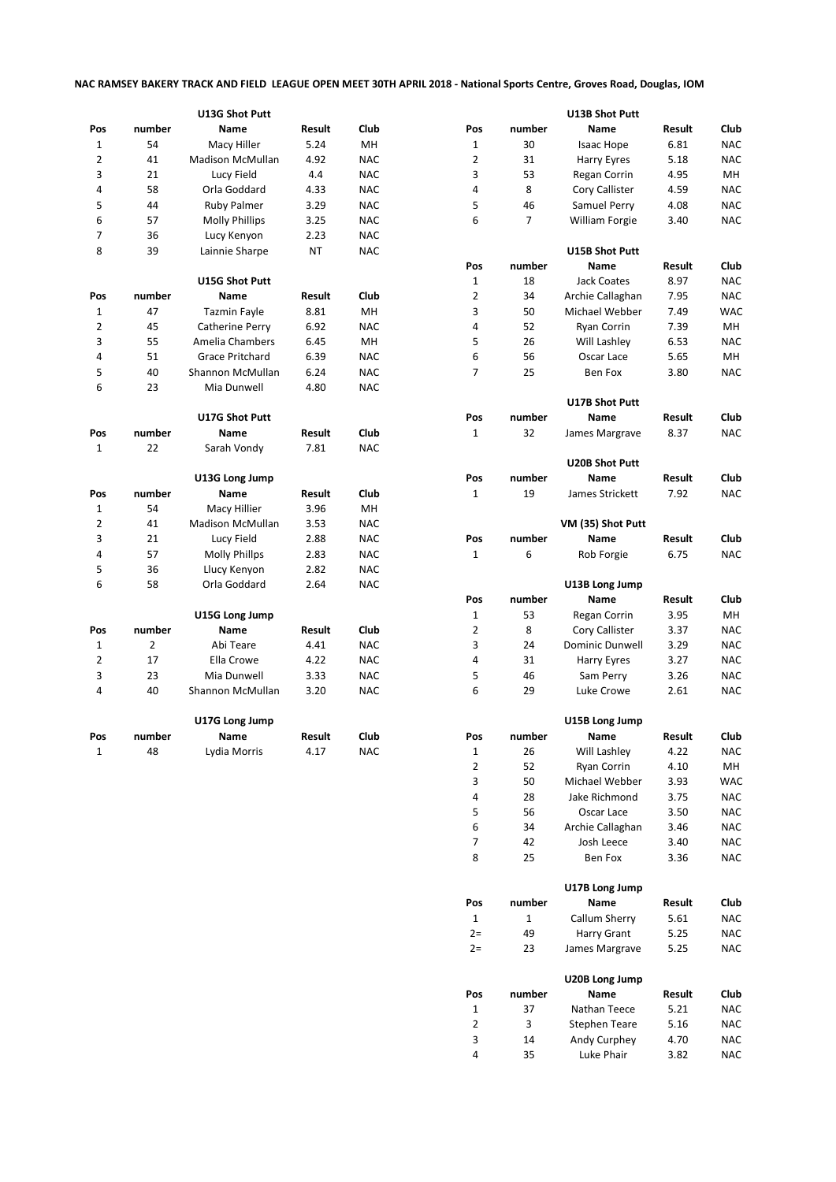**NAC RAMSEY BAKERY TRACK AND FIELD LEAGUE OPEN MEET 30TH APRIL 2018 - National Sports Centre, Groves Road, Douglas, IOM**

### U13G Shot Putt

| Pos | number | Name | Result | Club |
|---|---|---|---|---|
| 1 | 54 | Macy Hiller | 5.24 | MH |
| 2 | 41 | Madison McMullan | 4.92 | NAC |
| 3 | 21 | Lucy Field | 4.4 | NAC |
| 4 | 58 | Orla Goddard | 4.33 | NAC |
| 5 | 44 | Ruby Palmer | 3.29 | NAC |
| 6 | 57 | Molly Phillips | 3.25 | NAC |
| 7 | 36 | Lucy Kenyon | 2.23 | NAC |
| 8 | 39 | Lainnie Sharpe | NT | NAC |

### U15G Shot Putt

| Pos | number | Name | Result | Club |
|---|---|---|---|---|
| 1 | 47 | Tazmin Fayle | 8.81 | MH |
| 2 | 45 | Catherine Perry | 6.92 | NAC |
| 3 | 55 | Amelia Chambers | 6.45 | MH |
| 4 | 51 | Grace Pritchard | 6.39 | NAC |
| 5 | 40 | Shannon McMullan | 6.24 | NAC |
| 6 | 23 | Mia Dunwell | 4.80 | NAC |

### U17G Shot Putt

| Pos | number | Name | Result | Club |
|---|---|---|---|---|
| 1 | 22 | Sarah Vondy | 7.81 | NAC |

### U13G Long Jump

| Pos | number | Name | Result | Club |
|---|---|---|---|---|
| 1 | 54 | Macy Hillier | 3.96 | MH |
| 2 | 41 | Madison McMullan | 3.53 | NAC |
| 3 | 21 | Lucy Field | 2.88 | NAC |
| 4 | 57 | Molly Phillps | 2.83 | NAC |
| 5 | 36 | Llucy Kenyon | 2.82 | NAC |
| 6 | 58 | Orla Goddard | 2.64 | NAC |

### U15G Long Jump

| Pos | number | Name | Result | Club |
|---|---|---|---|---|
| 1 | 2 | Abi Teare | 4.41 | NAC |
| 2 | 17 | Ella Crowe | 4.22 | NAC |
| 3 | 23 | Mia Dunwell | 3.33 | NAC |
| 4 | 40 | Shannon McMullan | 3.20 | NAC |

### U17G Long Jump

| Pos | number | Name | Result | Club |
|---|---|---|---|---|
| 1 | 48 | Lydia Morris | 4.17 | NAC |

### U13B Shot Putt

| Pos | number | Name | Result | Club |
|---|---|---|---|---|
| 1 | 30 | Isaac Hope | 6.81 | NAC |
| 2 | 31 | Harry Eyres | 5.18 | NAC |
| 3 | 53 | Regan Corrin | 4.95 | MH |
| 4 | 8 | Cory Callister | 4.59 | NAC |
| 5 | 46 | Samuel Perry | 4.08 | NAC |
| 6 | 7 | William Forgie | 3.40 | NAC |

### U15B Shot Putt

| Pos | number | Name | Result | Club |
|---|---|---|---|---|
| 1 | 18 | Jack Coates | 8.97 | NAC |
| 2 | 34 | Archie Callaghan | 7.95 | NAC |
| 3 | 50 | Michael Webber | 7.49 | WAC |
| 4 | 52 | Ryan Corrin | 7.39 | MH |
| 5 | 26 | Will Lashley | 6.53 | NAC |
| 6 | 56 | Oscar Lace | 5.65 | MH |
| 7 | 25 | Ben Fox | 3.80 | NAC |

### U17B Shot Putt

| Pos | number | Name | Result | Club |
|---|---|---|---|---|
| 1 | 32 | James Margrave | 8.37 | NAC |

### U20B Shot Putt

| Pos | number | Name | Result | Club |
|---|---|---|---|---|
| 1 | 19 | James Strickett | 7.92 | NAC |

### VM (35) Shot Putt

| Pos | number | Name | Result | Club |
|---|---|---|---|---|
| 1 | 6 | Rob Forgie | 6.75 | NAC |

### U13B Long Jump

| Pos | number | Name | Result | Club |
|---|---|---|---|---|
| 1 | 53 | Regan Corrin | 3.95 | MH |
| 2 | 8 | Cory Callister | 3.37 | NAC |
| 3 | 24 | Dominic Dunwell | 3.29 | NAC |
| 4 | 31 | Harry Eyres | 3.27 | NAC |
| 5 | 46 | Sam Perry | 3.26 | NAC |
| 6 | 29 | Luke Crowe | 2.61 | NAC |

### U15B Long Jump

| Pos | number | Name | Result | Club |
|---|---|---|---|---|
| 1 | 26 | Will Lashley | 4.22 | NAC |
| 2 | 52 | Ryan Corrin | 4.10 | MH |
| 3 | 50 | Michael Webber | 3.93 | WAC |
| 4 | 28 | Jake Richmond | 3.75 | NAC |
| 5 | 56 | Oscar Lace | 3.50 | NAC |
| 6 | 34 | Archie Callaghan | 3.46 | NAC |
| 7 | 42 | Josh Leece | 3.40 | NAC |
| 8 | 25 | Ben Fox | 3.36 | NAC |

### U17B Long Jump

| Pos | number | Name | Result | Club |
|---|---|---|---|---|
| 1 | 1 | Callum Sherry | 5.61 | NAC |
| 2= | 49 | Harry Grant | 5.25 | NAC |
| 2= | 23 | James Margrave | 5.25 | NAC |

### U20B Long Jump

| Pos | number | Name | Result | Club |
|---|---|---|---|---|
| 1 | 37 | Nathan Teece | 5.21 | NAC |
| 2 | 3 | Stephen Teare | 5.16 | NAC |
| 3 | 14 | Andy Curphey | 4.70 | NAC |
| 4 | 35 | Luke Phair | 3.82 | NAC |